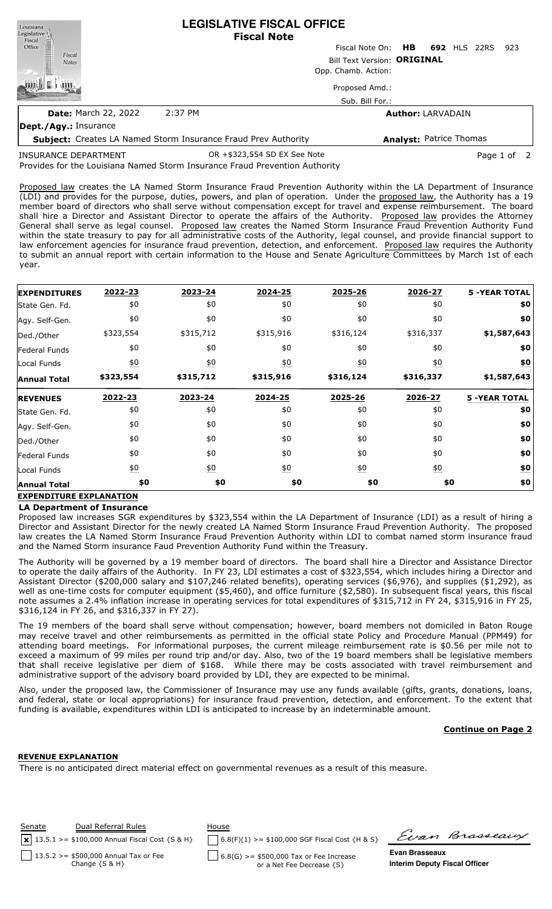# LEGISLATIVE FISCAL OFFICE
**Fiscal Note**

Fiscal Note On: **HB 692** HLS 22RS 923

Bill Text Version: **ORIGINAL**

Opp. Chamb. Action:

Proposed Amd.:

Sub. Bill For.:

**Date:** March 22, 2022 2:37 PM

**Author:** LARVADAIN

**Dept./Agy.:** Insurance

**Subject:** Creates LA Named Storm Insurance Fraud Prev Authority

**Analyst:** Patrice Thomas

INSURANCE DEPARTMENT — OR +$323,554 SD EX See Note

Provides for the Louisiana Named Storm Insurance Fraud Prevention Authority

Proposed law creates the LA Named Storm Insurance Fraud Prevention Authority within the LA Department of Insurance (LDI) and provides for the purpose, duties, powers, and plan of operation. Under the proposed law, the Authority has a 19 member board of directors who shall serve without compensation except for travel and expense reimbursement. The board shall hire a Director and Assistant Director to operate the affairs of the Authority. Proposed law provides the Attorney General shall serve as legal counsel. Proposed law creates the Named Storm Insurance Fraud Prevention Authority Fund within the state treasury to pay for all administrative costs of the Authority, legal counsel, and provide financial support to law enforcement agencies for insurance fraud prevention, detection, and enforcement. Proposed law requires the Authority to submit an annual report with certain information to the House and Senate Agriculture Committees by March 1st of each year.

| EXPENDITURES | 2022-23 | 2023-24 | 2024-25 | 2025-26 | 2026-27 | 5 -YEAR TOTAL |
|---|---|---|---|---|---|---|
| State Gen. Fd. | $0 | $0 | $0 | $0 | $0 | $0 |
| Agy. Self-Gen. | $0 | $0 | $0 | $0 | $0 | $0 |
| Ded./Other | $323,554 | $315,712 | $315,916 | $316,124 | $316,337 | $1,587,643 |
| Federal Funds | $0 | $0 | $0 | $0 | $0 | $0 |
| Local Funds | $0 | $0 | $0 | $0 | $0 | $0 |
| **Annual Total** | **$323,554** | **$315,712** | **$315,916** | **$316,124** | **$316,337** | **$1,587,643** |

| REVENUES | 2022-23 | 2023-24 | 2024-25 | 2025-26 | 2026-27 | 5 -YEAR TOTAL |
|---|---|---|---|---|---|---|
| State Gen. Fd. | $0 | $0 | $0 | $0 | $0 | $0 |
| Agy. Self-Gen. | $0 | $0 | $0 | $0 | $0 | $0 |
| Ded./Other | $0 | $0 | $0 | $0 | $0 | $0 |
| Federal Funds | $0 | $0 | $0 | $0 | $0 | $0 |
| Local Funds | $0 | $0 | $0 | $0 | $0 | $0 |
| **Annual Total** | **$0** | **$0** | **$0** | **$0** | **$0** | **$0** |

**EXPENDITURE EXPLANATION**

**LA Department of Insurance**

Proposed law increases SGR expenditures by $323,554 within the LA Department of Insurance (LDI) as a result of hiring a Director and Assistant Director for the newly created LA Named Storm Insurance Fraud Prevention Authority. The proposed law creates the LA Named Storm Insurance Fraud Prevention Authority within LDI to combat named storm insurance fraud and the Named Storm insurance Faud Prevention Authority Fund within the Treasury.

The Authority will be governed by a 19 member board of directors. The board shall hire a Director and Assistance Director to operate the daily affairs of the Authority. In FY 23, LDI estimates a cost of $323,554, which includes hiring a Director and Assistant Director ($200,000 salary and $107,246 related benefits), operating services ($6,976), and supplies ($1,292), as well as one-time costs for computer equipment ($5,460), and office furniture ($2,580). In subsequent fiscal years, this fiscal note assumes a 2.4% inflation increase in operating services for total expenditures of $315,712 in FY 24, $315,916 in FY 25, $316,124 in FY 26, and $316,337 in FY 27).

The 19 members of the board shall serve without compensation; however, board members not domiciled in Baton Rouge may receive travel and other reimbursements as permitted in the official state Policy and Procedure Manual (PPM49) for attending board meetings. For informational purposes, the current mileage reimbursement rate is $0.56 per mile not to exceed a maximum of 99 miles per round trip and/or day. Also, two of the 19 board members shall be legislative members that shall receive legislative per diem of $168. While there may be costs associated with travel reimbursement and administrative support of the advisory board provided by LDI, they are expected to be minimal.

Also, under the proposed law, the Commissioner of Insurance may use any funds available (gifts, grants, donations, loans, and federal, state or local appropriations) for insurance fraud prevention, detection, and enforcement. To the extent that funding is available, expenditures within LDI is anticipated to increase by an indeterminable amount.

**Continue on Page 2**

**REVENUE EXPLANATION**

There is no anticipated direct material effect on governmental revenues as a result of this measure.

| Senate | Dual Referral Rules | House |
|---|---|---|
| [x] 13.5.1 >= $100,000 Annual Fiscal Cost {S & H} | | [ ] 6.8(F)(1) >= $100,000 SGF Fiscal Cost {H & S} |
| [ ] 13.5.2 >= $500,000 Annual Tax or Fee Change {S & H} | | [ ] 6.8(G) >= $500,000 Tax or Fee Increase or a Net Fee Decrease {S} |

**Evan Brasseaux**
**Interim Deputy Fiscal Officer**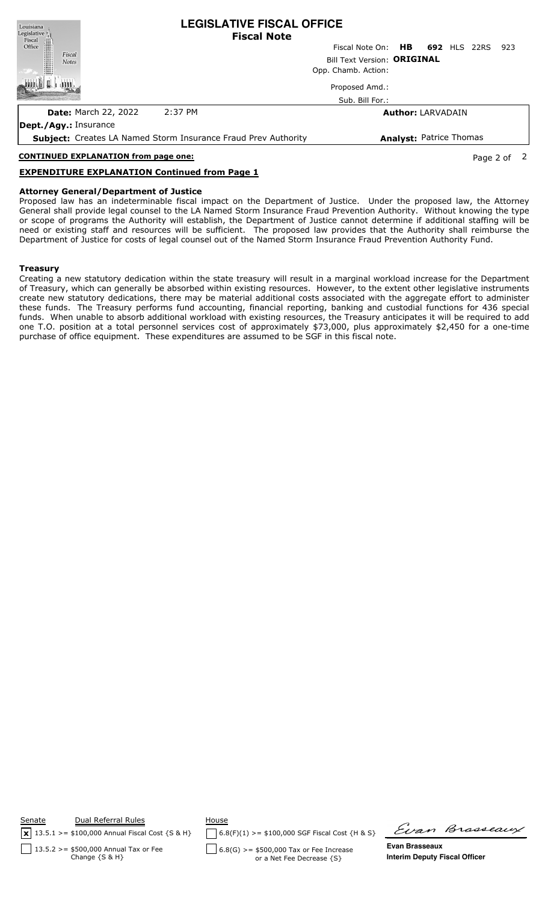# LEGISLATIVE FISCAL OFFICE
## Fiscal Note

Fiscal Note On: **HB 692** HLS 22RS 923

Bill Text Version: **ORIGINAL**

Opp. Chamb. Action:

Proposed Amd.:

Sub. Bill For.:

**Date:** March 22, 2022 2:37 PM

**Author:** LARVADAIN

**Dept./Agy.:** Insurance

**Subject:** Creates LA Named Storm Insurance Fraud Prev Authority

**Analyst:** Patrice Thomas

**CONTINUED EXPLANATION from page one:**

### EXPENDITURE EXPLANATION Continued from Page 1

**Attorney General/Department of Justice**

Proposed law has an indeterminable fiscal impact on the Department of Justice. Under the proposed law, the Attorney General shall provide legal counsel to the LA Named Storm Insurance Fraud Prevention Authority. Without knowing the type or scope of programs the Authority will establish, the Department of Justice cannot determine if additional staffing will be need or existing staff and resources will be sufficient. The proposed law provides that the Authority shall reimburse the Department of Justice for costs of legal counsel out of the Named Storm Insurance Fraud Prevention Authority Fund.

**Treasury**

Creating a new statutory dedication within the state treasury will result in a marginal workload increase for the Department of Treasury, which can generally be absorbed within existing resources. However, to the extent other legislative instruments create new statutory dedications, there may be material additional costs associated with the aggregate effort to administer these funds. The Treasury performs fund accounting, financial reporting, banking and custodial functions for 436 special funds. When unable to absorb additional workload with existing resources, the Treasury anticipates it will be required to add one T.O. position at a total personnel services cost of approximately $73,000, plus approximately $2,450 for a one-time purchase of office equipment. These expenditures are assumed to be SGF in this fiscal note.

| Senate | Dual Referral Rules | House |
|---|---|---|
| [x] 13.5.1 >= $100,000 Annual Fiscal Cost {S & H} | | [ ] 6.8(F)(1) >= $100,000 SGF Fiscal Cost {H & S} |
| [ ] 13.5.2 >= $500,000 Annual Tax or Fee Change {S & H} | | [ ] 6.8(G) >= $500,000 Tax or Fee Increase or a Net Fee Decrease {S} |

Evan Brasseaux

**Evan Brasseaux**
**Interim Deputy Fiscal Officer**